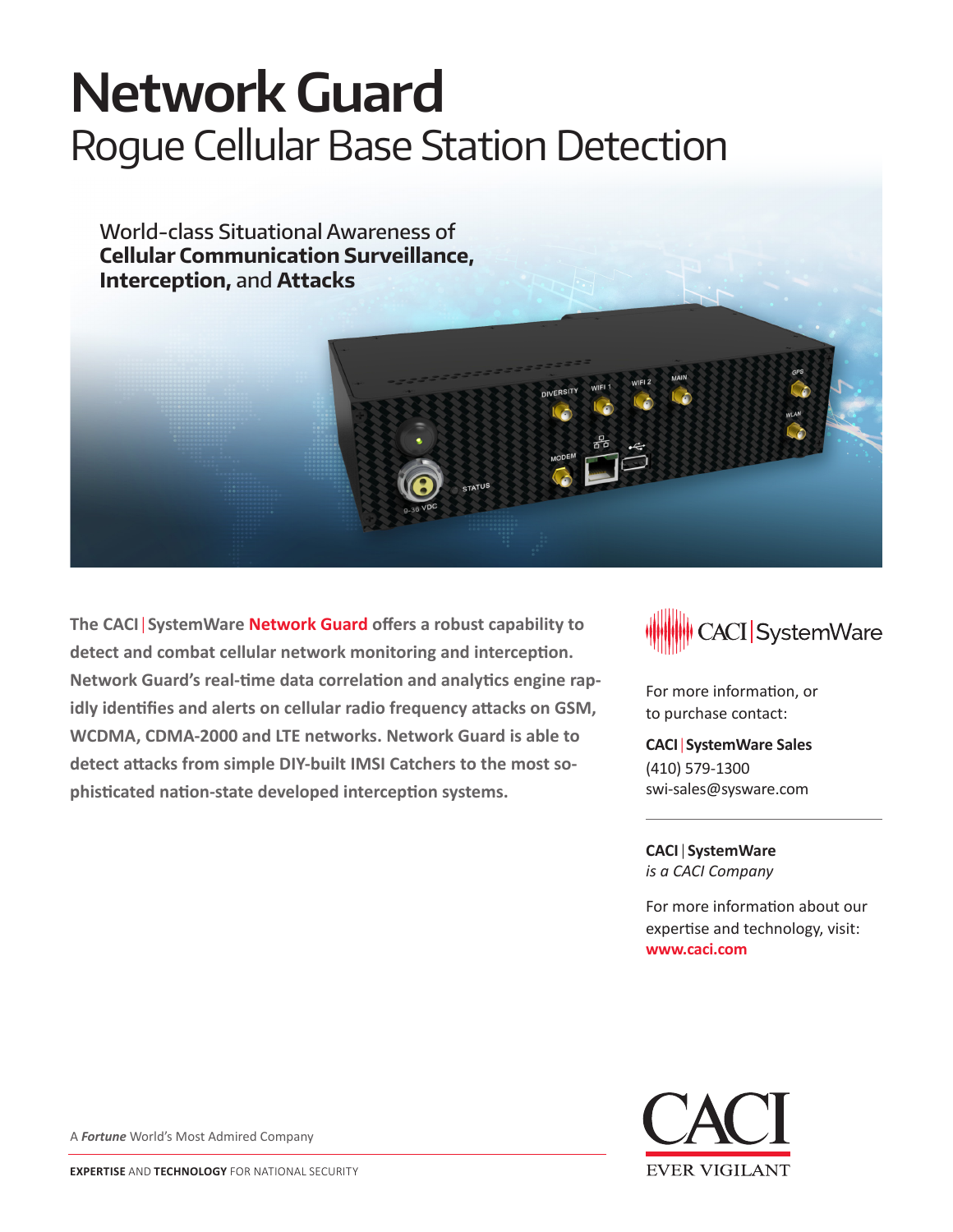# Network Guard

## Rogue Cellular Base Station Detection

World-class Situational Awareness of **Cellular Communication Surveillance, Interception,** and **Attacks**

**The CACI | SystemWare Network Guard offers a robust capability to detect and combat cellular network monitoring and interception. Network Guard's real-time data correlation and analytics engine rapidly identifies and alerts on cellular radio frequency attacks on GSM, WCDMA, CDMA-2000 and LTE networks. Network Guard is able to detect attacks from simple DIY-built IMSI Catchers to the most sophisticated nation-state developed interception systems.**

CACI | SystemWare

For more information, or to purchase contact:

**CACI | SystemWare Sales**
(410) 579-1300
swi-sales@sysware.com

**CACI | SystemWare**
*is a CACI Company*

For more information about our expertise and technology, visit:
**www.caci.com**

A ***Fortune*** World's Most Admired Company

**EXPERTISE** AND **TECHNOLOGY** FOR NATIONAL SECURITY

CACI
EVER VIGILANT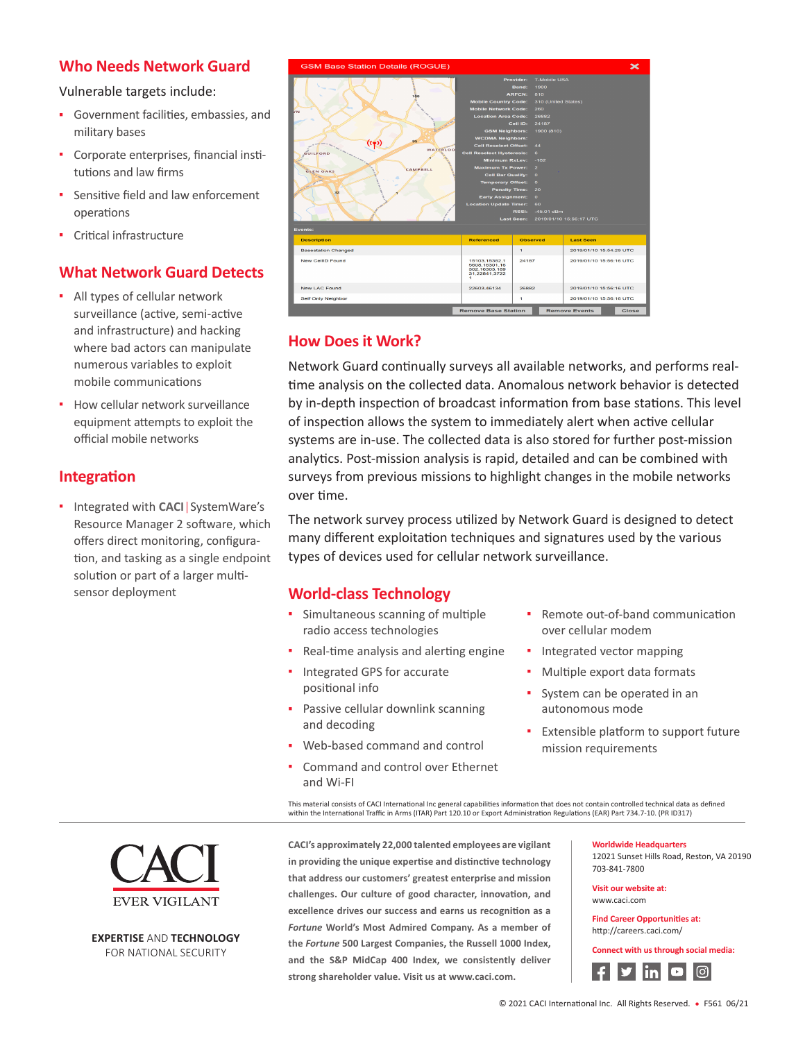## Who Needs Network Guard

Vulnerable targets include:

- Government facilities, embassies, and military bases
- Corporate enterprises, financial institutions and law firms
- Sensitive field and law enforcement operations
- Critical infrastructure

## What Network Guard Detects

- All types of cellular network surveillance (active, semi-active and infrastructure) and hacking where bad actors can manipulate numerous variables to exploit mobile communications
- How cellular network surveillance equipment attempts to exploit the official mobile networks

## Integration

- Integrated with **CACI** | SystemWare's Resource Manager 2 software, which offers direct monitoring, configuration, and tasking as a single endpoint solution or part of a larger multi-sensor deployment

## How Does it Work?

Network Guard continually surveys all available networks, and performs real-time analysis on the collected data. Anomalous network behavior is detected by in-depth inspection of broadcast information from base stations. This level of inspection allows the system to immediately alert when active cellular systems are in-use. The collected data is also stored for further post-mission analytics. Post-mission analysis is rapid, detailed and can be combined with surveys from previous missions to highlight changes in the mobile networks over time.

The network survey process utilized by Network Guard is designed to detect many different exploitation techniques and signatures used by the various types of devices used for cellular network surveillance.

## World-class Technology

- Simultaneous scanning of multiple radio access technologies
- Real-time analysis and alerting engine
- Integrated GPS for accurate positional info
- Passive cellular downlink scanning and decoding
- Web-based command and control
- Command and control over Ethernet and Wi-FI
- Remote out-of-band communication over cellular modem
- Integrated vector mapping
- Multiple export data formats
- System can be operated in an autonomous mode
- Extensible platform to support future mission requirements

This material consists of CACI International Inc general capabilities information that does not contain controlled technical data as defined within the International Traffic in Arms (ITAR) Part 120.10 or Export Administration Regulations (EAR) Part 734.7-10. (PR ID317)

CACI
EVER VIGILANT

**EXPERTISE** AND **TECHNOLOGY**
FOR NATIONAL SECURITY

**CACI's approximately 22,000 talented employees are vigilant in providing the unique expertise and distinctive technology that address our customers' greatest enterprise and mission challenges. Our culture of good character, innovation, and excellence drives our success and earns us recognition as a *Fortune* World's Most Admired Company. As a member of the *Fortune* 500 Largest Companies, the Russell 1000 Index, and the S&P MidCap 400 Index, we consistently deliver strong shareholder value. Visit us at www.caci.com.**

**Worldwide Headquarters**
12021 Sunset Hills Road, Reston, VA 20190
703-841-7800

**Visit our website at:**
www.caci.com

**Find Career Opportunities at:**
http://careers.caci.com/

**Connect with us through social media:**

© 2021 CACI International Inc. All Rights Reserved. • F561 06/21